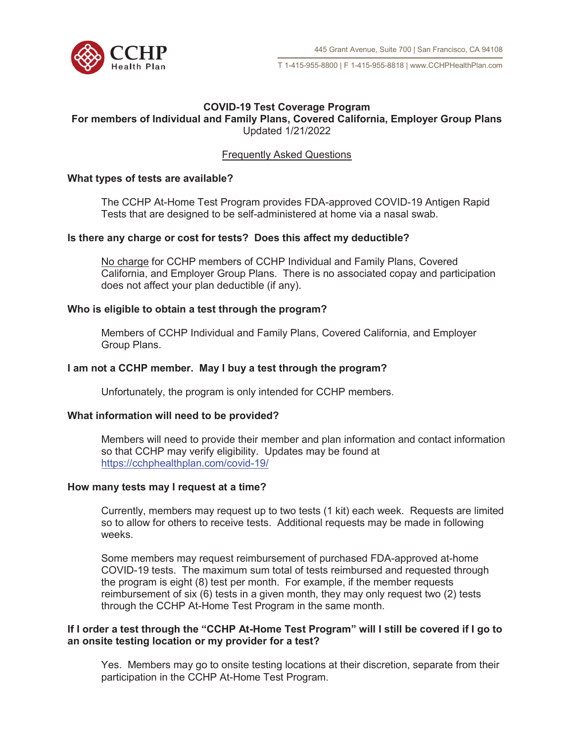CCHP Health Plan

445 Grant Avenue, Suite 700 | San Francisco, CA 94108

T 1-415-955-8800 | F 1-415-955-8818 | www.CCHPHealthPlan.com

# COVID-19 Test Coverage Program
## For members of Individual and Family Plans, Covered California, Employer Group Plans

Updated 1/21/2022

<u>Frequently Asked Questions</u>

**What types of tests are available?**

The CCHP At-Home Test Program provides FDA-approved COVID-19 Antigen Rapid Tests that are designed to be self-administered at home via a nasal swab.

**Is there any charge or cost for tests? Does this affect my deductible?**

<u>No charge</u> for CCHP members of CCHP Individual and Family Plans, Covered California, and Employer Group Plans. There is no associated copay and participation does not affect your plan deductible (if any).

**Who is eligible to obtain a test through the program?**

Members of CCHP Individual and Family Plans, Covered California, and Employer Group Plans.

**I am not a CCHP member. May I buy a test through the program?**

Unfortunately, the program is only intended for CCHP members.

**What information will need to be provided?**

Members will need to provide their member and plan information and contact information so that CCHP may verify eligibility. Updates may be found at https://cchphealthplan.com/covid-19/

**How many tests may I request at a time?**

Currently, members may request up to two tests (1 kit) each week. Requests are limited so to allow for others to receive tests. Additional requests may be made in following weeks.

Some members may request reimbursement of purchased FDA-approved at-home COVID-19 tests. The maximum sum total of tests reimbursed and requested through the program is eight (8) test per month. For example, if the member requests reimbursement of six (6) tests in a given month, they may only request two (2) tests through the CCHP At-Home Test Program in the same month.

**If I order a test through the "CCHP At-Home Test Program" will I still be covered if I go to an onsite testing location or my provider for a test?**

Yes. Members may go to onsite testing locations at their discretion, separate from their participation in the CCHP At-Home Test Program.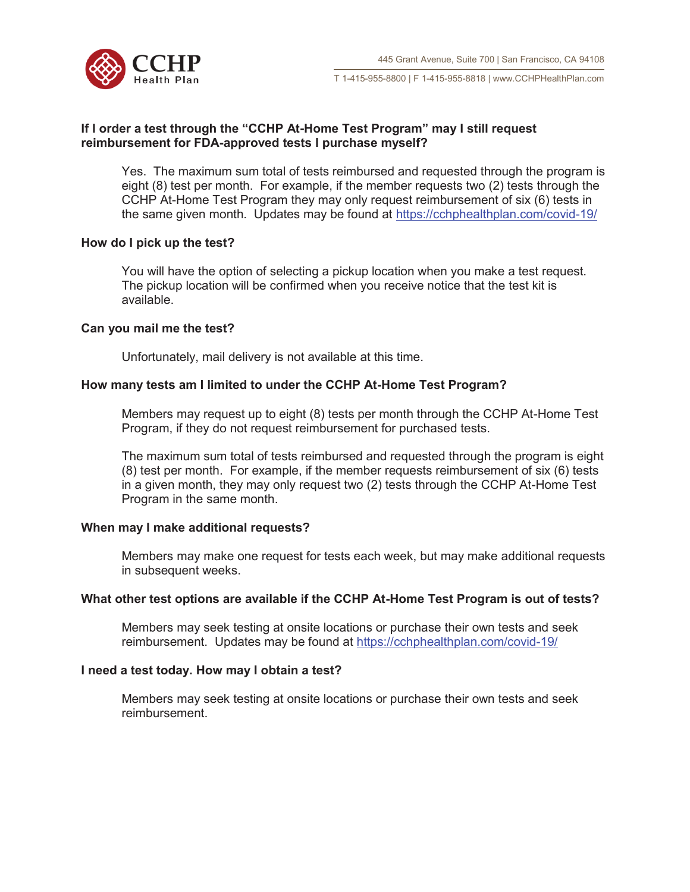**If I order a test through the "CCHP At-Home Test Program" may I still request reimbursement for FDA-approved tests I purchase myself?**

Yes. The maximum sum total of tests reimbursed and requested through the program is eight (8) test per month. For example, if the member requests two (2) tests through the CCHP At-Home Test Program they may only request reimbursement of six (6) tests in the same given month. Updates may be found at https://cchphealthplan.com/covid-19/

**How do I pick up the test?**

You will have the option of selecting a pickup location when you make a test request. The pickup location will be confirmed when you receive notice that the test kit is available.

**Can you mail me the test?**

Unfortunately, mail delivery is not available at this time.

**How many tests am I limited to under the CCHP At-Home Test Program?**

Members may request up to eight (8) tests per month through the CCHP At-Home Test Program, if they do not request reimbursement for purchased tests.

The maximum sum total of tests reimbursed and requested through the program is eight (8) test per month. For example, if the member requests reimbursement of six (6) tests in a given month, they may only request two (2) tests through the CCHP At-Home Test Program in the same month.

**When may I make additional requests?**

Members may make one request for tests each week, but may make additional requests in subsequent weeks.

**What other test options are available if the CCHP At-Home Test Program is out of tests?**

Members may seek testing at onsite locations or purchase their own tests and seek reimbursement. Updates may be found at https://cchphealthplan.com/covid-19/

**I need a test today. How may I obtain a test?**

Members may seek testing at onsite locations or purchase their own tests and seek reimbursement.